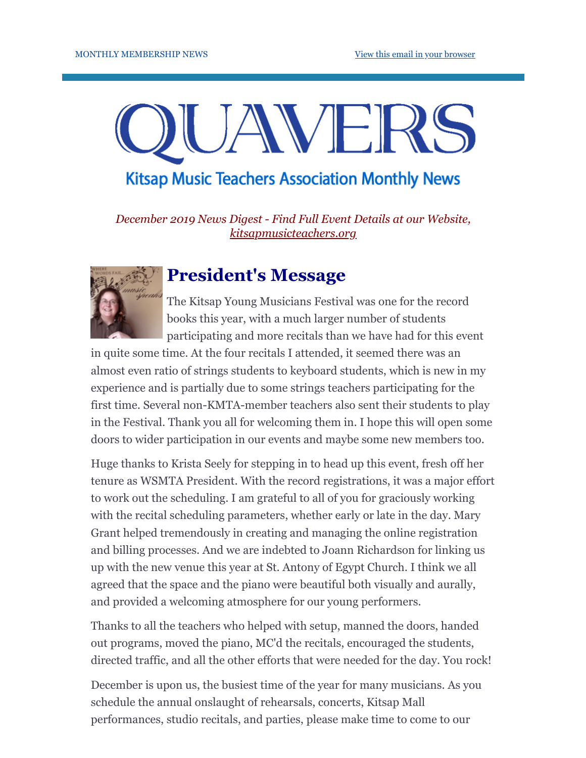MONTHLY MEMBERSHIP NEWS

View this email in your browser

# QUAVERS

## Kitsap Music Teachers Association Monthly News

*December 2019 News Digest - Find Full Event Details at our Website, kitsapmusicteachers.org*

## President's Message

The Kitsap Young Musicians Festival was one for the record books this year, with a much larger number of students participating and more recitals than we have had for this event in quite some time. At the four recitals I attended, it seemed there was an almost even ratio of strings students to keyboard students, which is new in my experience and is partially due to some strings teachers participating for the first time. Several non-KMTA-member teachers also sent their students to play in the Festival. Thank you all for welcoming them in. I hope this will open some doors to wider participation in our events and maybe some new members too.

Huge thanks to Krista Seely for stepping in to head up this event, fresh off her tenure as WSMTA President. With the record registrations, it was a major effort to work out the scheduling. I am grateful to all of you for graciously working with the recital scheduling parameters, whether early or late in the day. Mary Grant helped tremendously in creating and managing the online registration and billing processes. And we are indebted to Joann Richardson for linking us up with the new venue this year at St. Antony of Egypt Church. I think we all agreed that the space and the piano were beautiful both visually and aurally, and provided a welcoming atmosphere for our young performers.

Thanks to all the teachers who helped with setup, manned the doors, handed out programs, moved the piano, MC'd the recitals, encouraged the students, directed traffic, and all the other efforts that were needed for the day. You rock!

December is upon us, the busiest time of the year for many musicians. As you schedule the annual onslaught of rehearsals, concerts, Kitsap Mall performances, studio recitals, and parties, please make time to come to our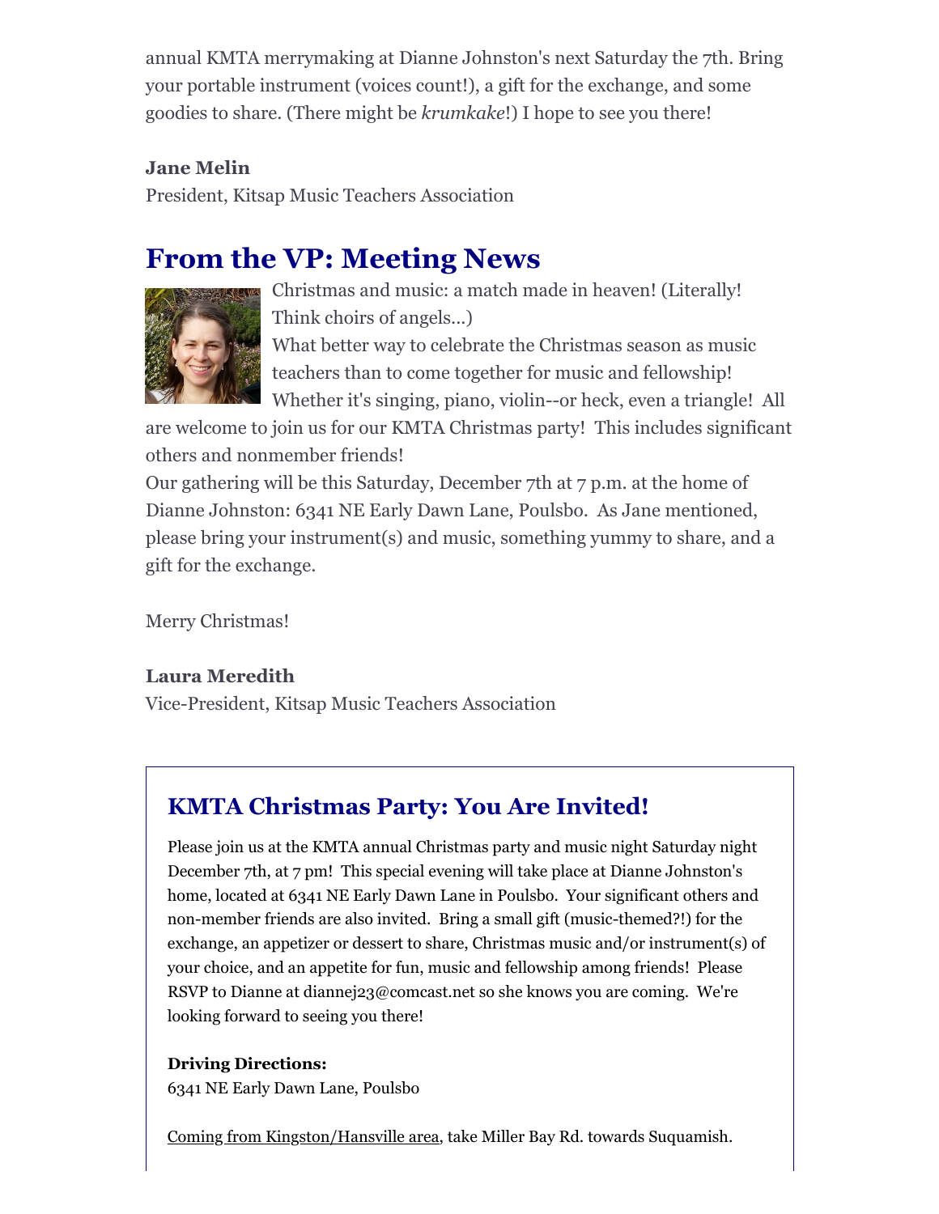annual KMTA merrymaking at Dianne Johnston's next Saturday the 7th. Bring your portable instrument (voices count!), a gift for the exchange, and some goodies to share. (There might be *krumkake*!) I hope to see you there!

**Jane Melin**
President, Kitsap Music Teachers Association

## From the VP: Meeting News

Christmas and music: a match made in heaven! (Literally! Think choirs of angels...)
What better way to celebrate the Christmas season as music teachers than to come together for music and fellowship! Whether it's singing, piano, violin--or heck, even a triangle! All are welcome to join us for our KMTA Christmas party! This includes significant others and nonmember friends!
Our gathering will be this Saturday, December 7th at 7 p.m. at the home of Dianne Johnston: 6341 NE Early Dawn Lane, Poulsbo. As Jane mentioned, please bring your instrument(s) and music, something yummy to share, and a gift for the exchange.

Merry Christmas!

**Laura Meredith**
Vice-President, Kitsap Music Teachers Association

### KMTA Christmas Party: You Are Invited!

Please join us at the KMTA annual Christmas party and music night Saturday night December 7th, at 7 pm! This special evening will take place at Dianne Johnston's home, located at 6341 NE Early Dawn Lane in Poulsbo. Your significant others and non-member friends are also invited. Bring a small gift (music-themed?!) for the exchange, an appetizer or dessert to share, Christmas music and/or instrument(s) of your choice, and an appetite for fun, music and fellowship among friends! Please RSVP to Dianne at diannej23@comcast.net so she knows you are coming. We're looking forward to seeing you there!

**Driving Directions:**
6341 NE Early Dawn Lane, Poulsbo

Coming from Kingston/Hansville area, take Miller Bay Rd. towards Suquamish.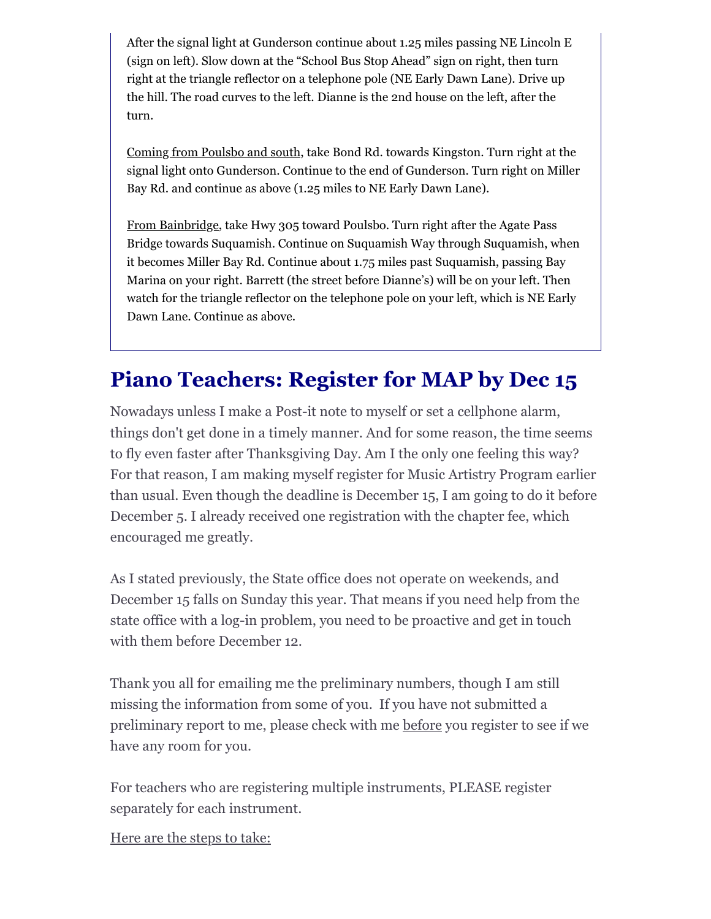After the signal light at Gunderson continue about 1.25 miles passing NE Lincoln E (sign on left). Slow down at the "School Bus Stop Ahead" sign on right, then turn right at the triangle reflector on a telephone pole (NE Early Dawn Lane). Drive up the hill. The road curves to the left. Dianne is the 2nd house on the left, after the turn.

Coming from Poulsbo and south, take Bond Rd. towards Kingston. Turn right at the signal light onto Gunderson. Continue to the end of Gunderson. Turn right on Miller Bay Rd. and continue as above (1.25 miles to NE Early Dawn Lane).

From Bainbridge, take Hwy 305 toward Poulsbo. Turn right after the Agate Pass Bridge towards Suquamish. Continue on Suquamish Way through Suquamish, when it becomes Miller Bay Rd. Continue about 1.75 miles past Suquamish, passing Bay Marina on your right. Barrett (the street before Dianne's) will be on your left. Then watch for the triangle reflector on the telephone pole on your left, which is NE Early Dawn Lane. Continue as above.

# Piano Teachers: Register for MAP by Dec 15

Nowadays unless I make a Post-it note to myself or set a cellphone alarm, things don't get done in a timely manner. And for some reason, the time seems to fly even faster after Thanksgiving Day. Am I the only one feeling this way? For that reason, I am making myself register for Music Artistry Program earlier than usual. Even though the deadline is December 15, I am going to do it before December 5. I already received one registration with the chapter fee, which encouraged me greatly.

As I stated previously, the State office does not operate on weekends, and December 15 falls on Sunday this year. That means if you need help from the state office with a log-in problem, you need to be proactive and get in touch with them before December 12.

Thank you all for emailing me the preliminary numbers, though I am still missing the information from some of you. If you have not submitted a preliminary report to me, please check with me before you register to see if we have any room for you.

For teachers who are registering multiple instruments, PLEASE register separately for each instrument.

Here are the steps to take: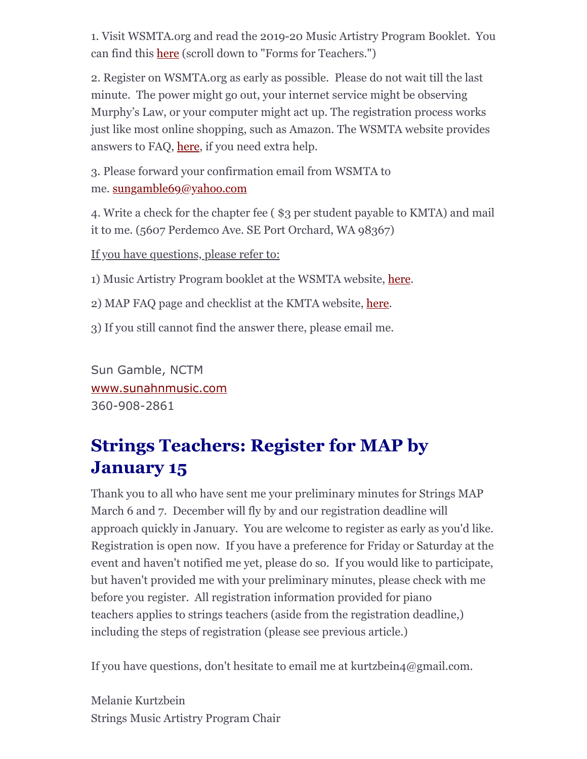1. Visit WSMTA.org and read the 2019-20 Music Artistry Program Booklet. You can find this here (scroll down to "Forms for Teachers.")

2. Register on WSMTA.org as early as possible. Please do not wait till the last minute. The power might go out, your internet service might be observing Murphy's Law, or your computer might act up. The registration process works just like most online shopping, such as Amazon. The WSMTA website provides answers to FAQ, here, if you need extra help.

3. Please forward your confirmation email from WSMTA to me. sungamble69@yahoo.com

4. Write a check for the chapter fee ( $3 per student payable to KMTA) and mail it to me. (5607 Perdemco Ave. SE Port Orchard, WA 98367)

If you have questions, please refer to:

1) Music Artistry Program booklet at the WSMTA website, here.

2) MAP FAQ page and checklist at the KMTA website, here.

3) If you still cannot find the answer there, please email me.

Sun Gamble, NCTM
www.sunahnmusic.com
360-908-2861

## Strings Teachers: Register for MAP by January 15

Thank you to all who have sent me your preliminary minutes for Strings MAP March 6 and 7. December will fly by and our registration deadline will approach quickly in January. You are welcome to register as early as you'd like. Registration is open now. If you have a preference for Friday or Saturday at the event and haven't notified me yet, please do so. If you would like to participate, but haven't provided me with your preliminary minutes, please check with me before you register. All registration information provided for piano teachers applies to strings teachers (aside from the registration deadline,) including the steps of registration (please see previous article.)

If you have questions, don't hesitate to email me at kurtzbein4@gmail.com.

Melanie Kurtzbein
Strings Music Artistry Program Chair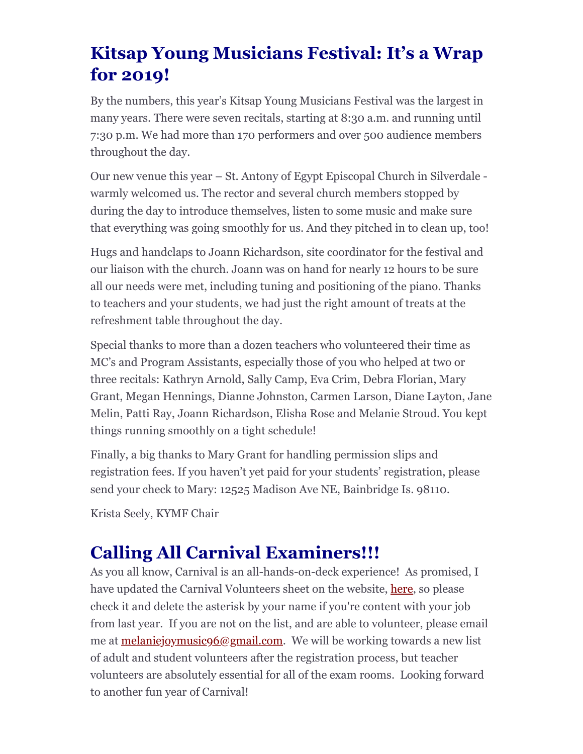## Kitsap Young Musicians Festival: It's a Wrap for 2019!

By the numbers, this year's Kitsap Young Musicians Festival was the largest in many years. There were seven recitals, starting at 8:30 a.m. and running until 7:30 p.m. We had more than 170 performers and over 500 audience members throughout the day.

Our new venue this year – St. Antony of Egypt Episcopal Church in Silverdale - warmly welcomed us. The rector and several church members stopped by during the day to introduce themselves, listen to some music and make sure that everything was going smoothly for us. And they pitched in to clean up, too!

Hugs and handclaps to Joann Richardson, site coordinator for the festival and our liaison with the church. Joann was on hand for nearly 12 hours to be sure all our needs were met, including tuning and positioning of the piano. Thanks to teachers and your students, we had just the right amount of treats at the refreshment table throughout the day.

Special thanks to more than a dozen teachers who volunteered their time as MC's and Program Assistants, especially those of you who helped at two or three recitals: Kathryn Arnold, Sally Camp, Eva Crim, Debra Florian, Mary Grant, Megan Hennings, Dianne Johnston, Carmen Larson, Diane Layton, Jane Melin, Patti Ray, Joann Richardson, Elisha Rose and Melanie Stroud. You kept things running smoothly on a tight schedule!

Finally, a big thanks to Mary Grant for handling permission slips and registration fees. If you haven't yet paid for your students' registration, please send your check to Mary: 12525 Madison Ave NE, Bainbridge Is. 98110.

Krista Seely, KYMF Chair

## Calling All Carnival Examiners!!!

As you all know, Carnival is an all-hands-on-deck experience! As promised, I have updated the Carnival Volunteers sheet on the website, here, so please check it and delete the asterisk by your name if you're content with your job from last year. If you are not on the list, and are able to volunteer, please email me at melaniejoymusic96@gmail.com. We will be working towards a new list of adult and student volunteers after the registration process, but teacher volunteers are absolutely essential for all of the exam rooms. Looking forward to another fun year of Carnival!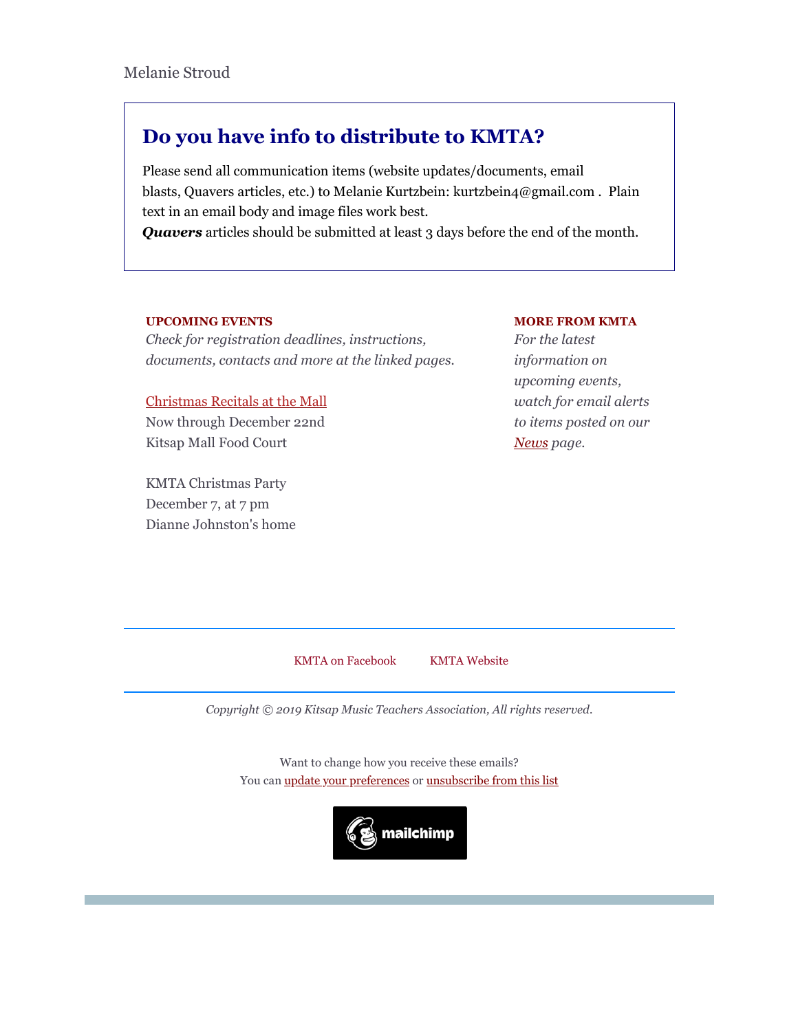Melanie Stroud

## Do you have info to distribute to KMTA?

Please send all communication items (website updates/documents, email blasts, Quavers articles, etc.) to Melanie Kurtzbein: kurtzbein4@gmail.com . Plain text in an email body and image files work best.
***Quavers*** articles should be submitted at least 3 days before the end of the month.

**UPCOMING EVENTS**

*Check for registration deadlines, instructions, documents, contacts and more at the linked pages.*

Christmas Recitals at the Mall
Now through December 22nd
Kitsap Mall Food Court

KMTA Christmas Party
December 7, at 7 pm
Dianne Johnston's home

**MORE FROM KMTA**

*For the latest information on upcoming events, watch for email alerts to items posted on our News page.*

KMTA on Facebook KMTA Website

*Copyright © 2019 Kitsap Music Teachers Association, All rights reserved.*

Want to change how you receive these emails?
You can update your preferences or unsubscribe from this list

mailchimp